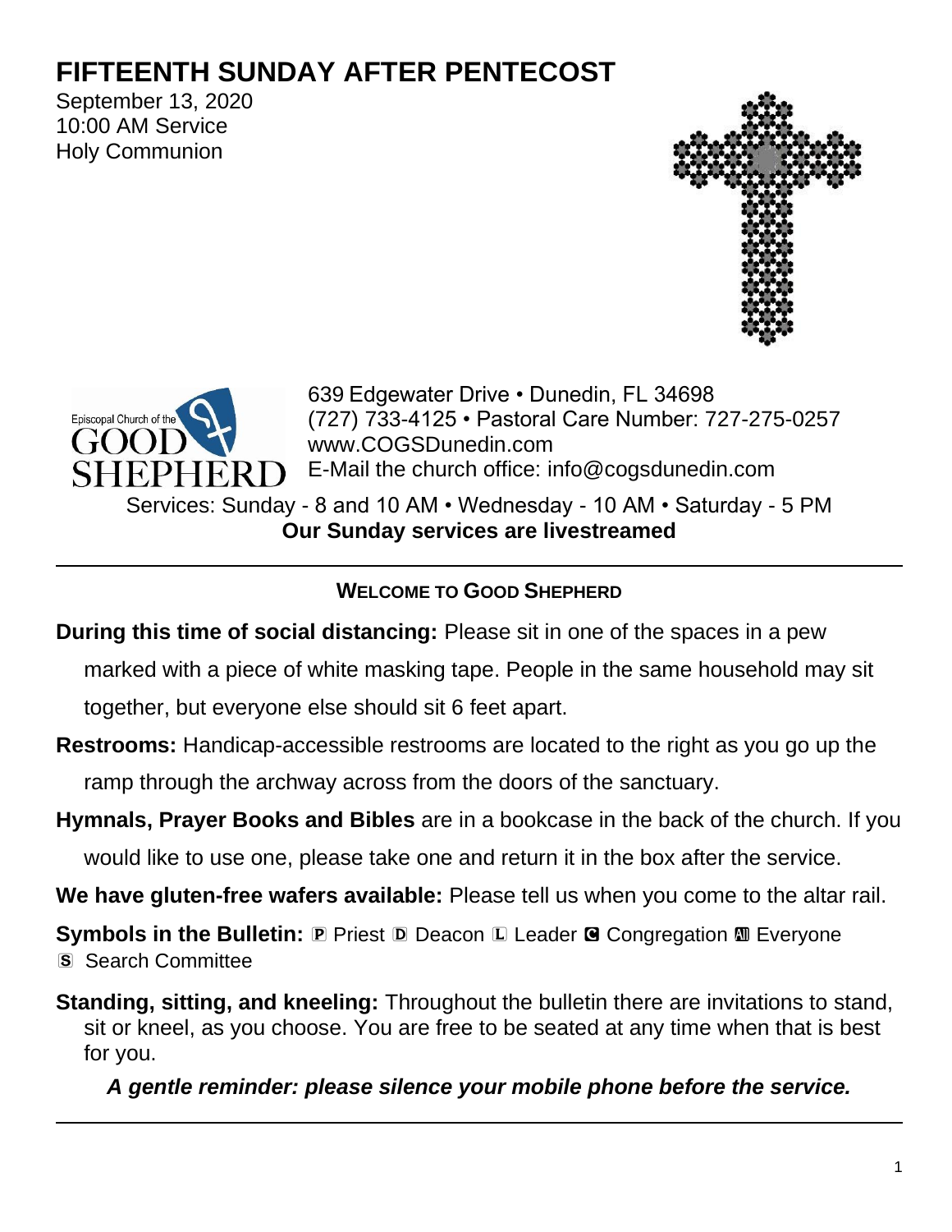# FIFTEENTH SUNDAY AFTER PENTECOST

September 13, 2020
10:00 AM Service
Holy Communion

Episcopal Church of the GOOD SHEPHERD

639 Edgewater Drive • Dunedin, FL 34698
(727) 733-4125 • Pastoral Care Number: 727-275-0257
www.COGSDunedin.com
E-Mail the church office: info@cogsdunedin.com

Services: Sunday - 8 and 10 AM • Wednesday - 10 AM • Saturday - 5 PM
**Our Sunday services are livestreamed**

---

## WELCOME TO GOOD SHEPHERD

**During this time of social distancing:** Please sit in one of the spaces in a pew marked with a piece of white masking tape. People in the same household may sit together, but everyone else should sit 6 feet apart.

**Restrooms:** Handicap-accessible restrooms are located to the right as you go up the ramp through the archway across from the doors of the sanctuary.

**Hymnals, Prayer Books and Bibles** are in a bookcase in the back of the church. If you would like to use one, please take one and return it in the box after the service.

**We have gluten-free wafers available:** Please tell us when you come to the altar rail.

**Symbols in the Bulletin:** P Priest D Deacon L Leader C Congregation All Everyone S Search Committee

**Standing, sitting, and kneeling:** Throughout the bulletin there are invitations to stand, sit or kneel, as you choose. You are free to be seated at any time when that is best for you.

***A gentle reminder: please silence your mobile phone before the service.***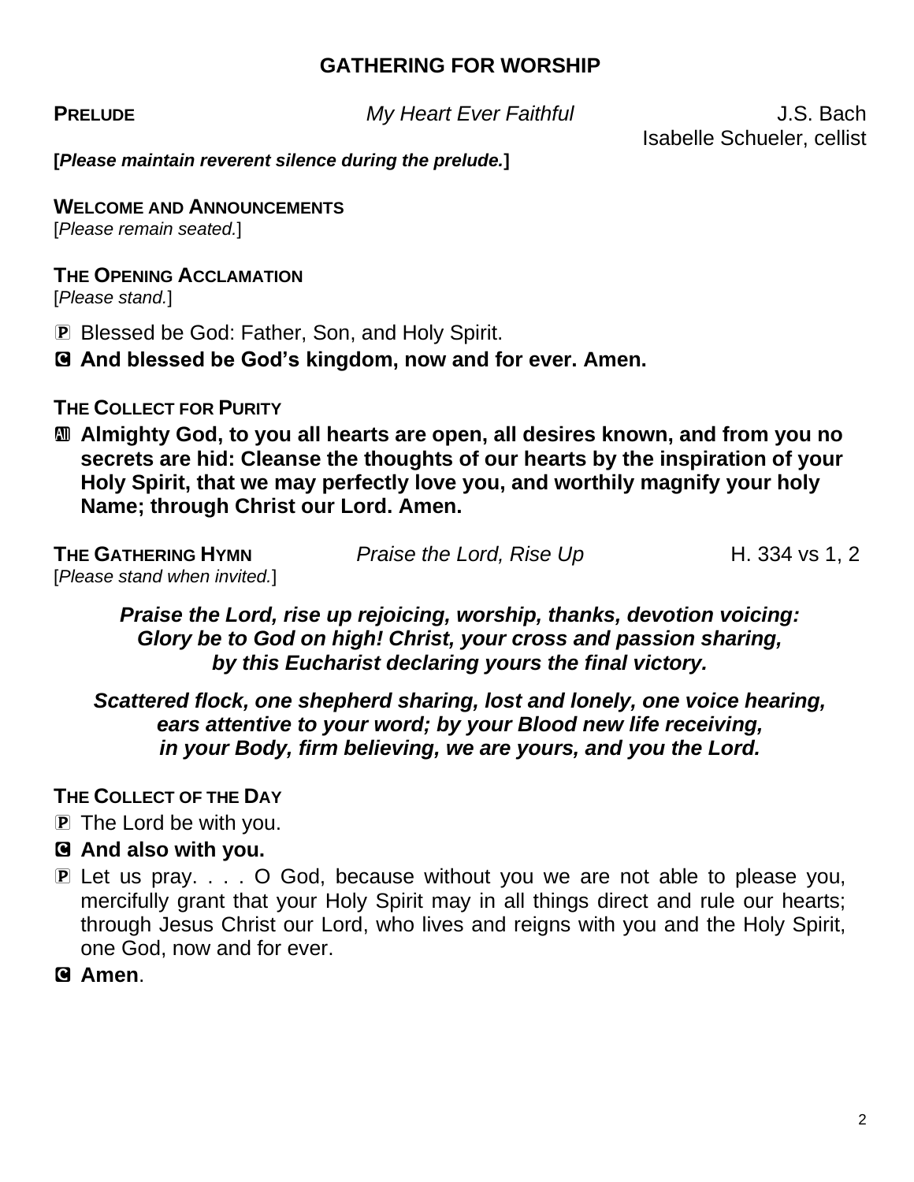## GATHERING FOR WORSHIP

**PRELUDE** *My Heart Ever Faithful* J.S. Bach
Isabelle Schueler, cellist

**[*Please maintain reverent silence during the prelude.*]**

**WELCOME AND ANNOUNCEMENTS**
[*Please remain seated.*]

**THE OPENING ACCLAMATION**
[*Please stand.*]

P Blessed be God: Father, Son, and Holy Spirit.

**C And blessed be God's kingdom, now and for ever. Amen.**

**THE COLLECT FOR PURITY**

**All Almighty God, to you all hearts are open, all desires known, and from you no secrets are hid: Cleanse the thoughts of our hearts by the inspiration of your Holy Spirit, that we may perfectly love you, and worthily magnify your holy Name; through Christ our Lord. Amen.**

**THE GATHERING HYMN** *Praise the Lord, Rise Up* H. 334 vs 1, 2
[*Please stand when invited.*]

***Praise the Lord, rise up rejoicing, worship, thanks, devotion voicing: Glory be to God on high! Christ, your cross and passion sharing, by this Eucharist declaring yours the final victory.***

***Scattered flock, one shepherd sharing, lost and lonely, one voice hearing, ears attentive to your word; by your Blood new life receiving, in your Body, firm believing, we are yours, and you the Lord.***

**THE COLLECT OF THE DAY**

P The Lord be with you.

**C And also with you.**

P Let us pray. . . . O God, because without you we are not able to please you, mercifully grant that your Holy Spirit may in all things direct and rule our hearts; through Jesus Christ our Lord, who lives and reigns with you and the Holy Spirit, one God, now and for ever.

**C Amen**.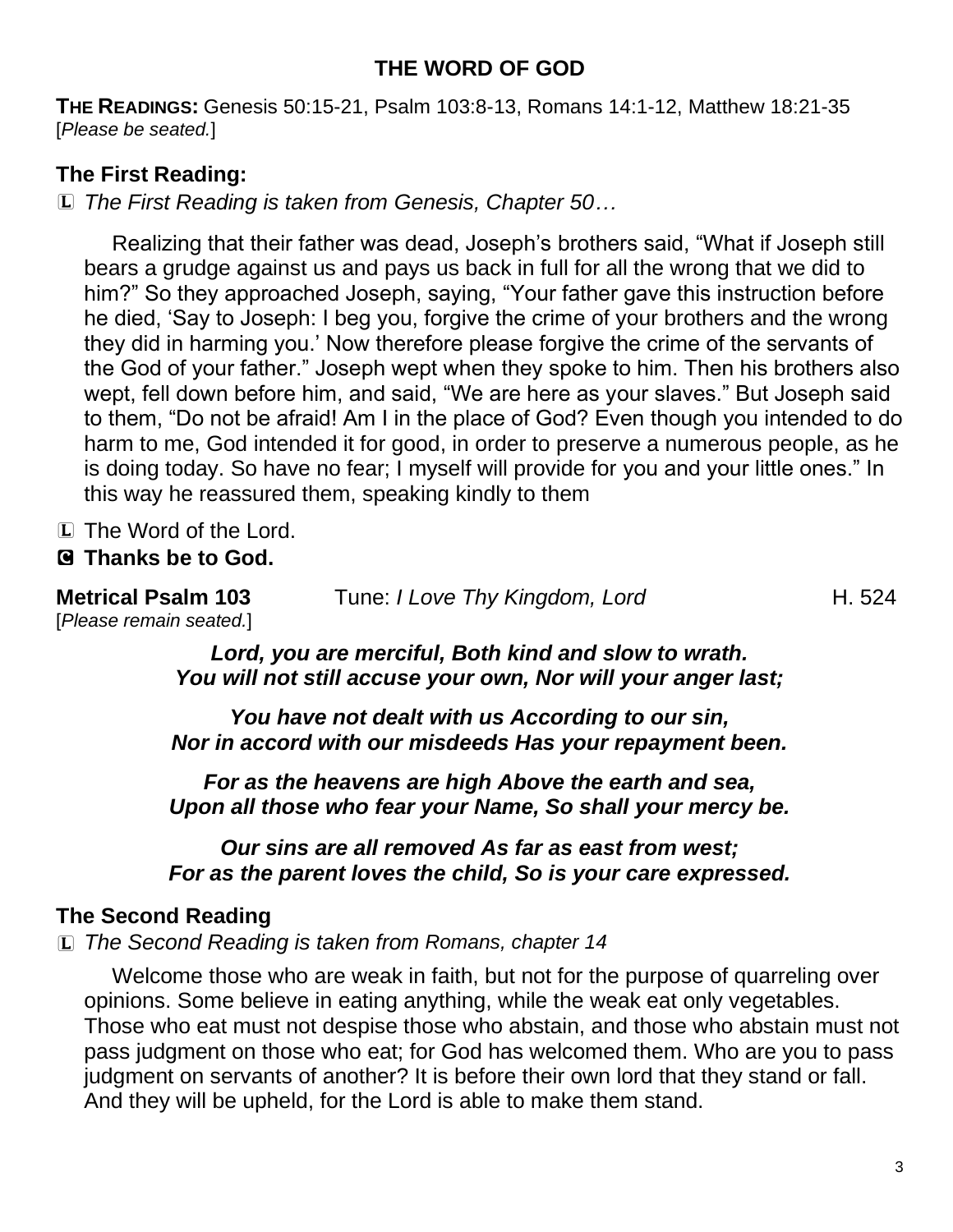## THE WORD OF GOD

**THE READINGS:** Genesis 50:15-21, Psalm 103:8-13, Romans 14:1-12, Matthew 18:21-35
[*Please be seated.*]

### The First Reading:

L *The First Reading is taken from Genesis, Chapter 50…*

Realizing that their father was dead, Joseph's brothers said, "What if Joseph still bears a grudge against us and pays us back in full for all the wrong that we did to him?" So they approached Joseph, saying, "Your father gave this instruction before he died, 'Say to Joseph: I beg you, forgive the crime of your brothers and the wrong they did in harming you.' Now therefore please forgive the crime of the servants of the God of your father." Joseph wept when they spoke to him. Then his brothers also wept, fell down before him, and said, "We are here as your slaves." But Joseph said to them, "Do not be afraid! Am I in the place of God? Even though you intended to do harm to me, God intended it for good, in order to preserve a numerous people, as he is doing today. So have no fear; I myself will provide for you and your little ones." In this way he reassured them, speaking kindly to them

L The Word of the Lord.

**C Thanks be to God.**

**Metrical Psalm 103** Tune: *I Love Thy Kingdom, Lord* H. 524
[*Please remain seated.*]

***Lord, you are merciful, Both kind and slow to wrath.***
***You will not still accuse your own, Nor will your anger last;***

***You have not dealt with us According to our sin,***
***Nor in accord with our misdeeds Has your repayment been.***

***For as the heavens are high Above the earth and sea,***
***Upon all those who fear your Name, So shall your mercy be.***

***Our sins are all removed As far as east from west;***
***For as the parent loves the child, So is your care expressed.***

### The Second Reading

L *The Second Reading is taken from Romans, chapter 14*

Welcome those who are weak in faith, but not for the purpose of quarreling over opinions. Some believe in eating anything, while the weak eat only vegetables. Those who eat must not despise those who abstain, and those who abstain must not pass judgment on those who eat; for God has welcomed them. Who are you to pass judgment on servants of another? It is before their own lord that they stand or fall. And they will be upheld, for the Lord is able to make them stand.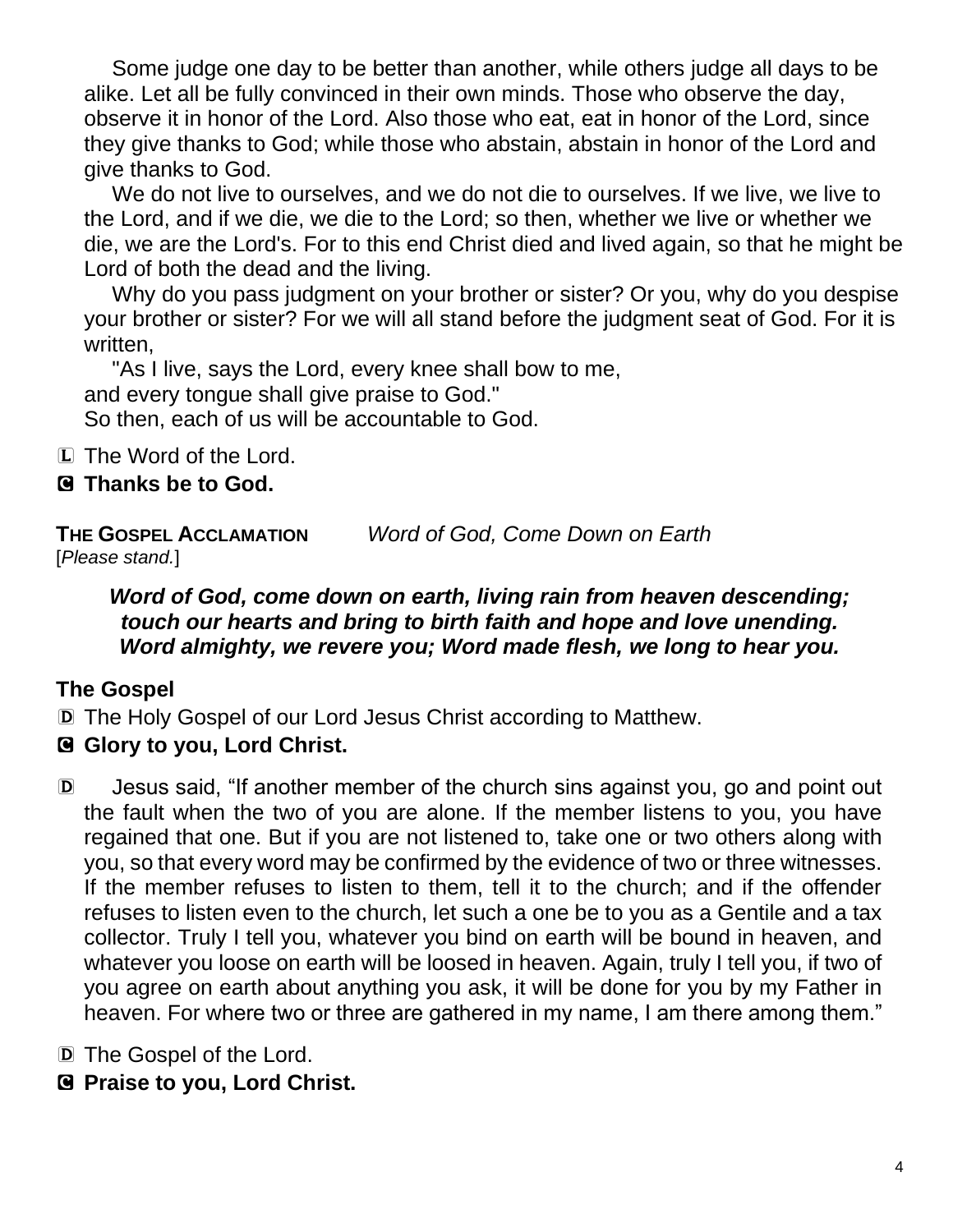Some judge one day to be better than another, while others judge all days to be alike. Let all be fully convinced in their own minds. Those who observe the day, observe it in honor of the Lord. Also those who eat, eat in honor of the Lord, since they give thanks to God; while those who abstain, abstain in honor of the Lord and give thanks to God.

We do not live to ourselves, and we do not die to ourselves. If we live, we live to the Lord, and if we die, we die to the Lord; so then, whether we live or whether we die, we are the Lord's. For to this end Christ died and lived again, so that he might be Lord of both the dead and the living.

Why do you pass judgment on your brother or sister? Or you, why do you despise your brother or sister? For we will all stand before the judgment seat of God. For it is written,

"As I live, says the Lord, every knee shall bow to me,
and every tongue shall give praise to God."
So then, each of us will be accountable to God.

L The Word of the Lord.

**C Thanks be to God.**

**THE GOSPEL ACCLAMATION** *Word of God, Come Down on Earth*
[*Please stand.*]

***Word of God, come down on earth, living rain from heaven descending;***
***touch our hearts and bring to birth faith and hope and love unending.***
***Word almighty, we revere you; Word made flesh, we long to hear you.***

**The Gospel**

D The Holy Gospel of our Lord Jesus Christ according to Matthew.

**C Glory to you, Lord Christ.**

D Jesus said, "If another member of the church sins against you, go and point out the fault when the two of you are alone. If the member listens to you, you have regained that one. But if you are not listened to, take one or two others along with you, so that every word may be confirmed by the evidence of two or three witnesses. If the member refuses to listen to them, tell it to the church; and if the offender refuses to listen even to the church, let such a one be to you as a Gentile and a tax collector. Truly I tell you, whatever you bind on earth will be bound in heaven, and whatever you loose on earth will be loosed in heaven. Again, truly I tell you, if two of you agree on earth about anything you ask, it will be done for you by my Father in heaven. For where two or three are gathered in my name, I am there among them."

D The Gospel of the Lord.

**C Praise to you, Lord Christ.**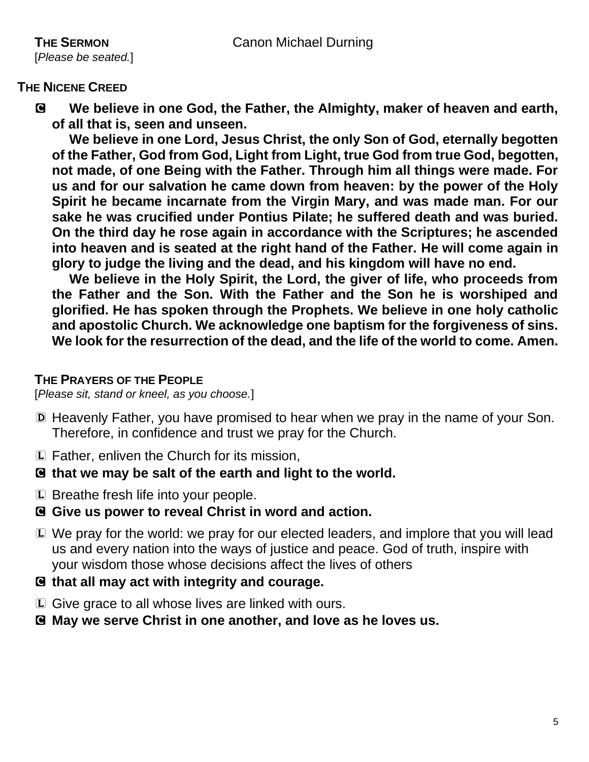**THE SERMON** Canon Michael Durning

[*Please be seated.*]

**THE NICENE CREED**

**C We believe in one God, the Father, the Almighty, maker of heaven and earth, of all that is, seen and unseen.**

**We believe in one Lord, Jesus Christ, the only Son of God, eternally begotten of the Father, God from God, Light from Light, true God from true God, begotten, not made, of one Being with the Father. Through him all things were made. For us and for our salvation he came down from heaven: by the power of the Holy Spirit he became incarnate from the Virgin Mary, and was made man. For our sake he was crucified under Pontius Pilate; he suffered death and was buried. On the third day he rose again in accordance with the Scriptures; he ascended into heaven and is seated at the right hand of the Father. He will come again in glory to judge the living and the dead, and his kingdom will have no end.**

**We believe in the Holy Spirit, the Lord, the giver of life, who proceeds from the Father and the Son. With the Father and the Son he is worshiped and glorified. He has spoken through the Prophets. We believe in one holy catholic and apostolic Church. We acknowledge one baptism for the forgiveness of sins. We look for the resurrection of the dead, and the life of the world to come. Amen.**

**THE PRAYERS OF THE PEOPLE**

[*Please sit, stand or kneel, as you choose.*]

D Heavenly Father, you have promised to hear when we pray in the name of your Son. Therefore, in confidence and trust we pray for the Church.

L Father, enliven the Church for its mission,

**C that we may be salt of the earth and light to the world.**

L Breathe fresh life into your people.

**C Give us power to reveal Christ in word and action.**

L We pray for the world: we pray for our elected leaders, and implore that you will lead us and every nation into the ways of justice and peace. God of truth, inspire with your wisdom those whose decisions affect the lives of others

**C that all may act with integrity and courage.**

L Give grace to all whose lives are linked with ours.

**C May we serve Christ in one another, and love as he loves us.**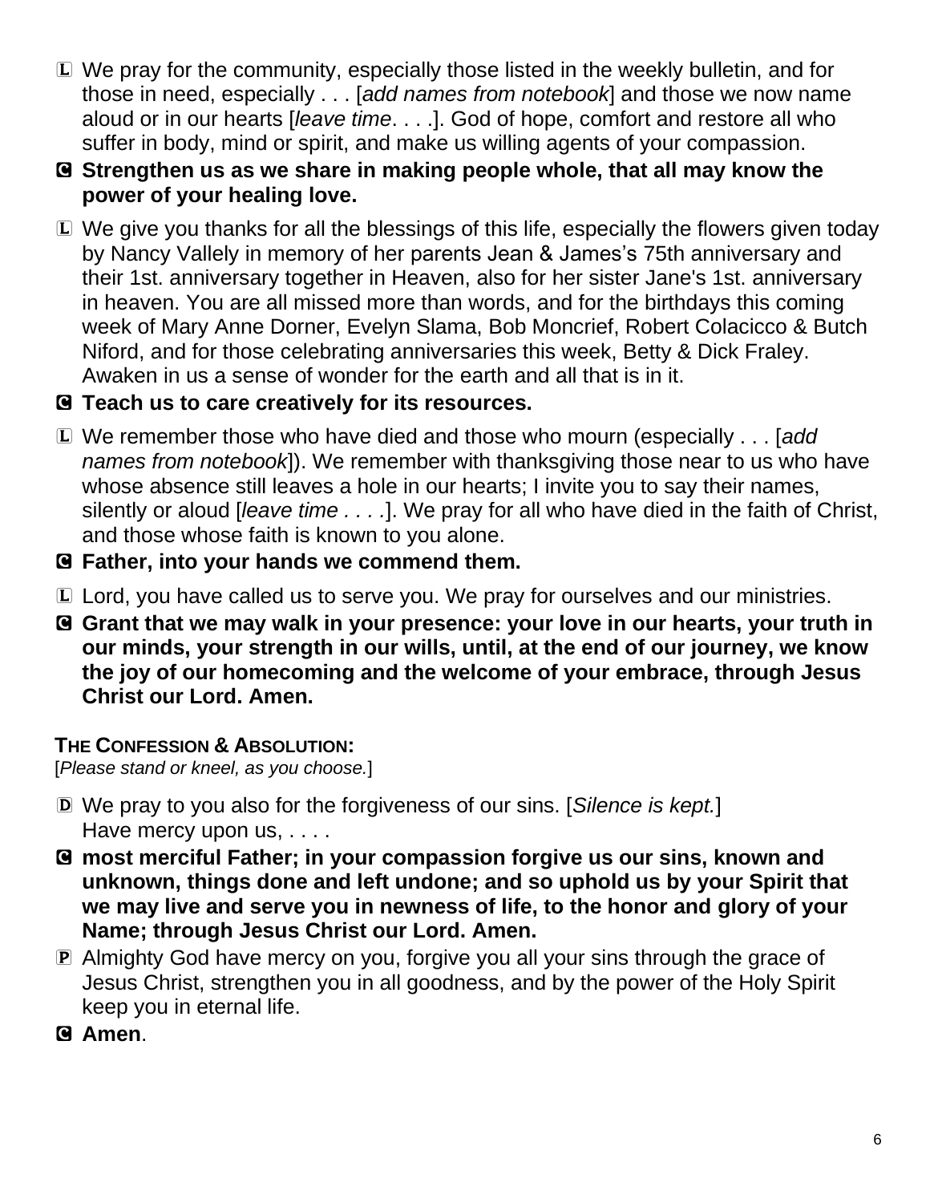L We pray for the community, especially those listed in the weekly bulletin, and for those in need, especially . . . [*add names from notebook*] and those we now name aloud or in our hearts [*leave time*. . . .]. God of hope, comfort and restore all who suffer in body, mind or spirit, and make us willing agents of your compassion.

**C Strengthen us as we share in making people whole, that all may know the power of your healing love.**

L We give you thanks for all the blessings of this life, especially the flowers given today by Nancy Vallely in memory of her parents Jean & James's 75th anniversary and their 1st. anniversary together in Heaven, also for her sister Jane's 1st. anniversary in heaven. You are all missed more than words, and for the birthdays this coming week of Mary Anne Dorner, Evelyn Slama, Bob Moncrief, Robert Colacicco & Butch Niford, and for those celebrating anniversaries this week, Betty & Dick Fraley. Awaken in us a sense of wonder for the earth and all that is in it.

**C Teach us to care creatively for its resources.**

L We remember those who have died and those who mourn (especially . . . [*add names from notebook*]). We remember with thanksgiving those near to us who have whose absence still leaves a hole in our hearts; I invite you to say their names, silently or aloud [*leave time . . . .*]. We pray for all who have died in the faith of Christ, and those whose faith is known to you alone.

**C Father, into your hands we commend them.**

L Lord, you have called us to serve you. We pray for ourselves and our ministries.

**C Grant that we may walk in your presence: your love in our hearts, your truth in our minds, your strength in our wills, until, at the end of our journey, we know the joy of our homecoming and the welcome of your embrace, through Jesus Christ our Lord. Amen.**

**THE CONFESSION & ABSOLUTION:**

[*Please stand or kneel, as you choose.*]

D We pray to you also for the forgiveness of our sins. [*Silence is kept.*]
Have mercy upon us, . . . .

**C most merciful Father; in your compassion forgive us our sins, known and unknown, things done and left undone; and so uphold us by your Spirit that we may live and serve you in newness of life, to the honor and glory of your Name; through Jesus Christ our Lord. Amen.**

P Almighty God have mercy on you, forgive you all your sins through the grace of Jesus Christ, strengthen you in all goodness, and by the power of the Holy Spirit keep you in eternal life.

**C Amen**.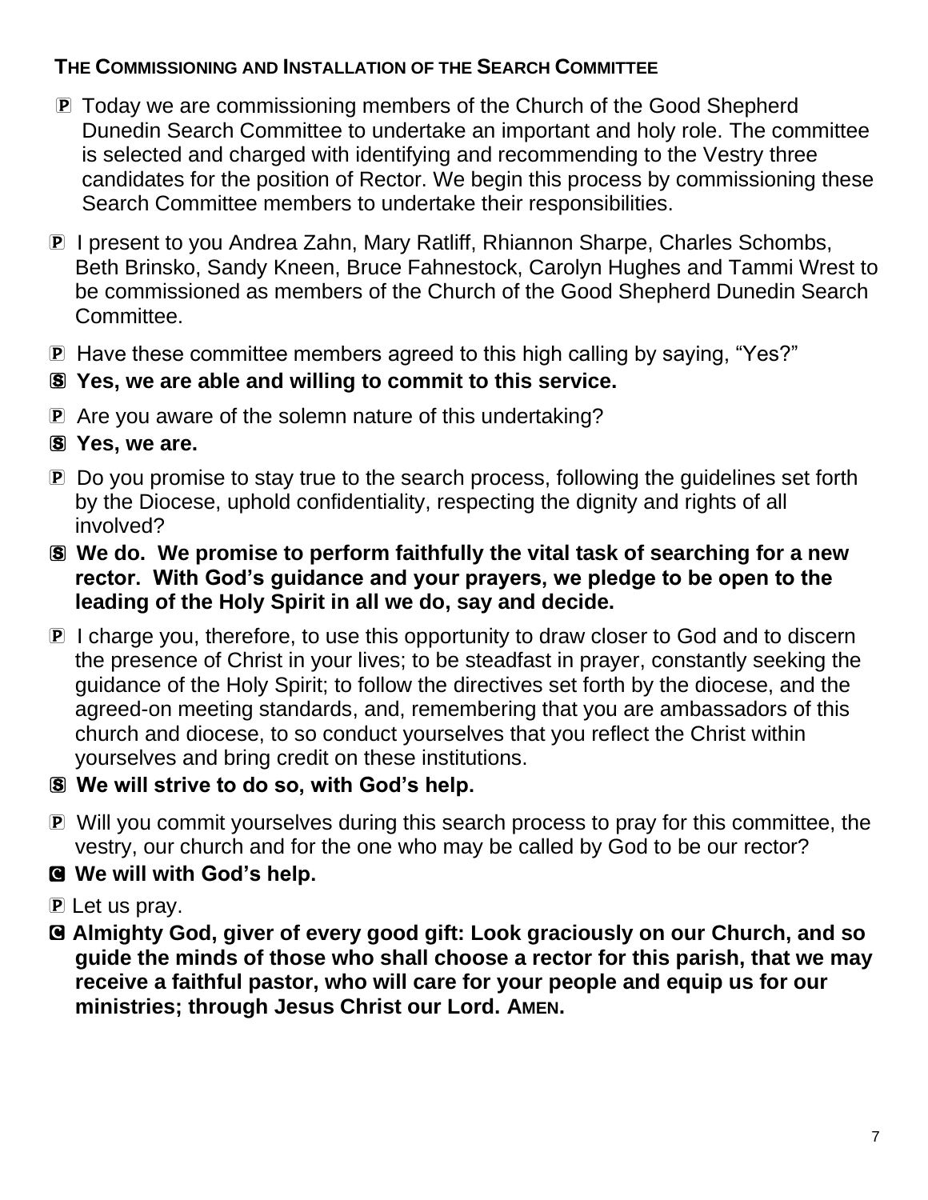## THE COMMISSIONING AND INSTALLATION OF THE SEARCH COMMITTEE

Ⓟ Today we are commissioning members of the Church of the Good Shepherd Dunedin Search Committee to undertake an important and holy role. The committee is selected and charged with identifying and recommending to the Vestry three candidates for the position of Rector. We begin this process by commissioning these Search Committee members to undertake their responsibilities.

Ⓟ I present to you Andrea Zahn, Mary Ratliff, Rhiannon Sharpe, Charles Schombs, Beth Brinsko, Sandy Kneen, Bruce Fahnestock, Carolyn Hughes and Tammi Wrest to be commissioned as members of the Church of the Good Shepherd Dunedin Search Committee.

Ⓟ Have these committee members agreed to this high calling by saying, "Yes?"

Ⓢ **Yes, we are able and willing to commit to this service.**

Ⓟ Are you aware of the solemn nature of this undertaking?

Ⓢ **Yes, we are.**

Ⓟ Do you promise to stay true to the search process, following the guidelines set forth by the Diocese, uphold confidentiality, respecting the dignity and rights of all involved?

Ⓢ **We do. We promise to perform faithfully the vital task of searching for a new rector. With God's guidance and your prayers, we pledge to be open to the leading of the Holy Spirit in all we do, say and decide.**

Ⓟ I charge you, therefore, to use this opportunity to draw closer to God and to discern the presence of Christ in your lives; to be steadfast in prayer, constantly seeking the guidance of the Holy Spirit; to follow the directives set forth by the diocese, and the agreed-on meeting standards, and, remembering that you are ambassadors of this church and diocese, to so conduct yourselves that you reflect the Christ within yourselves and bring credit on these institutions.

Ⓢ **We will strive to do so, with God's help.**

Ⓟ Will you commit yourselves during this search process to pray for this committee, the vestry, our church and for the one who may be called by God to be our rector?

Ⓒ **We will with God's help.**

Ⓟ Let us pray.

Ⓒ **Almighty God, giver of every good gift: Look graciously on our Church, and so guide the minds of those who shall choose a rector for this parish, that we may receive a faithful pastor, who will care for your people and equip us for our ministries; through Jesus Christ our Lord. AMEN.**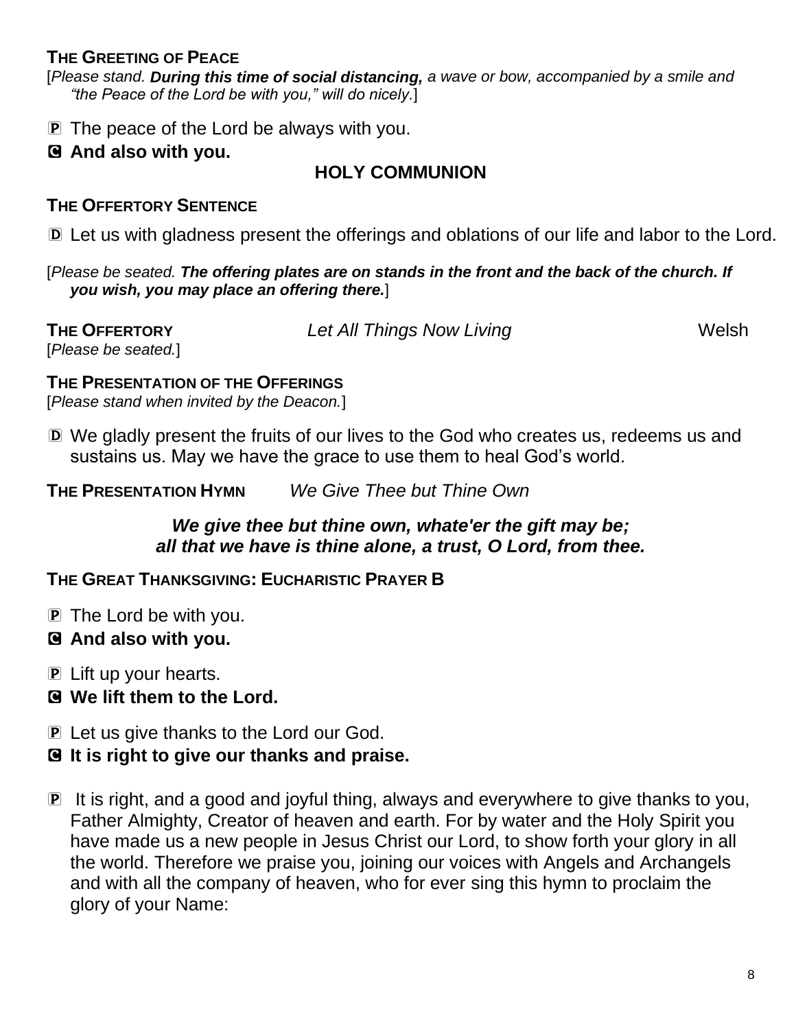**THE GREETING OF PEACE**

[*Please stand. **During this time of social distancing,** a wave or bow, accompanied by a smile and "the Peace of the Lord be with you," will do nicely.*]

Ⓟ The peace of the Lord be always with you.

Ⓒ **And also with you.**

## HOLY COMMUNION

**THE OFFERTORY SENTENCE**

Ⓓ Let us with gladness present the offerings and oblations of our life and labor to the Lord.

[*Please be seated. **The offering plates are on stands in the front and the back of the church. If you wish, you may place an offering there.***]

**THE OFFERTORY** *Let All Things Now Living* Welsh

[*Please be seated.*]

**THE PRESENTATION OF THE OFFERINGS**

[*Please stand when invited by the Deacon.*]

Ⓓ We gladly present the fruits of our lives to the God who creates us, redeems us and sustains us. May we have the grace to use them to heal God's world.

**THE PRESENTATION HYMN** *We Give Thee but Thine Own*

***We give thee but thine own, whate'er the gift may be;***
***all that we have is thine alone, a trust, O Lord, from thee.***

**THE GREAT THANKSGIVING: EUCHARISTIC PRAYER B**

Ⓟ The Lord be with you.

Ⓒ **And also with you.**

Ⓟ Lift up your hearts.

Ⓒ **We lift them to the Lord.**

Ⓟ Let us give thanks to the Lord our God.

Ⓒ **It is right to give our thanks and praise.**

Ⓟ It is right, and a good and joyful thing, always and everywhere to give thanks to you, Father Almighty, Creator of heaven and earth. For by water and the Holy Spirit you have made us a new people in Jesus Christ our Lord, to show forth your glory in all the world. Therefore we praise you, joining our voices with Angels and Archangels and with all the company of heaven, who for ever sing this hymn to proclaim the glory of your Name: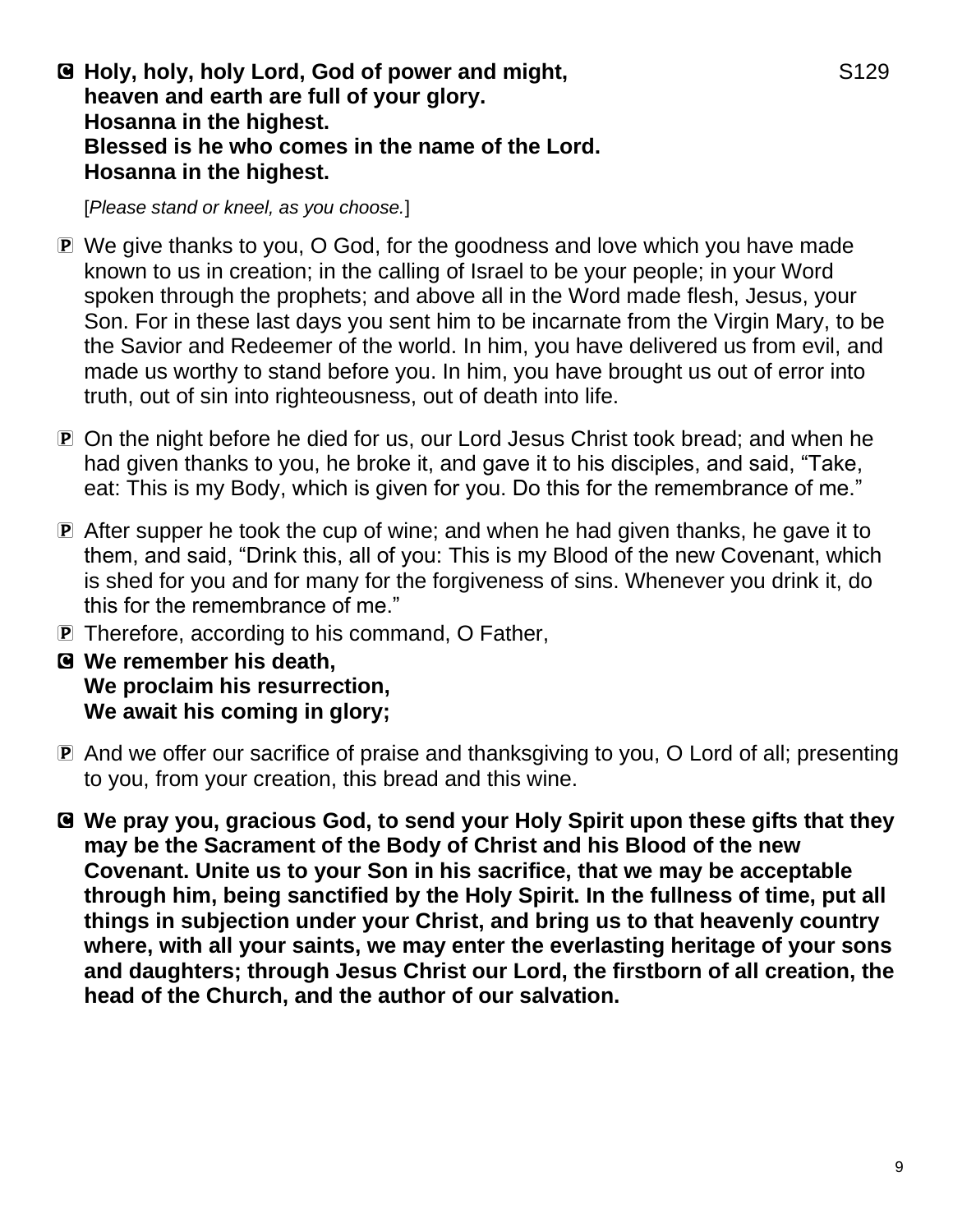**C** **Holy, holy, holy Lord, God of power and might,** S129
**heaven and earth are full of your glory.**
**Hosanna in the highest.**
**Blessed is he who comes in the name of the Lord.**
**Hosanna in the highest.**

[*Please stand or kneel, as you choose.*]

**P** We give thanks to you, O God, for the goodness and love which you have made known to us in creation; in the calling of Israel to be your people; in your Word spoken through the prophets; and above all in the Word made flesh, Jesus, your Son. For in these last days you sent him to be incarnate from the Virgin Mary, to be the Savior and Redeemer of the world. In him, you have delivered us from evil, and made us worthy to stand before you. In him, you have brought us out of error into truth, out of sin into righteousness, out of death into life.

**P** On the night before he died for us, our Lord Jesus Christ took bread; and when he had given thanks to you, he broke it, and gave it to his disciples, and said, "Take, eat: This is my Body, which is given for you. Do this for the remembrance of me."

**P** After supper he took the cup of wine; and when he had given thanks, he gave it to them, and said, "Drink this, all of you: This is my Blood of the new Covenant, which is shed for you and for many for the forgiveness of sins. Whenever you drink it, do this for the remembrance of me."

**P** Therefore, according to his command, O Father,

**C** **We remember his death,**
**We proclaim his resurrection,**
**We await his coming in glory;**

**P** And we offer our sacrifice of praise and thanksgiving to you, O Lord of all; presenting to you, from your creation, this bread and this wine.

**C** **We pray you, gracious God, to send your Holy Spirit upon these gifts that they may be the Sacrament of the Body of Christ and his Blood of the new Covenant. Unite us to your Son in his sacrifice, that we may be acceptable through him, being sanctified by the Holy Spirit. In the fullness of time, put all things in subjection under your Christ, and bring us to that heavenly country where, with all your saints, we may enter the everlasting heritage of your sons and daughters; through Jesus Christ our Lord, the firstborn of all creation, the head of the Church, and the author of our salvation.**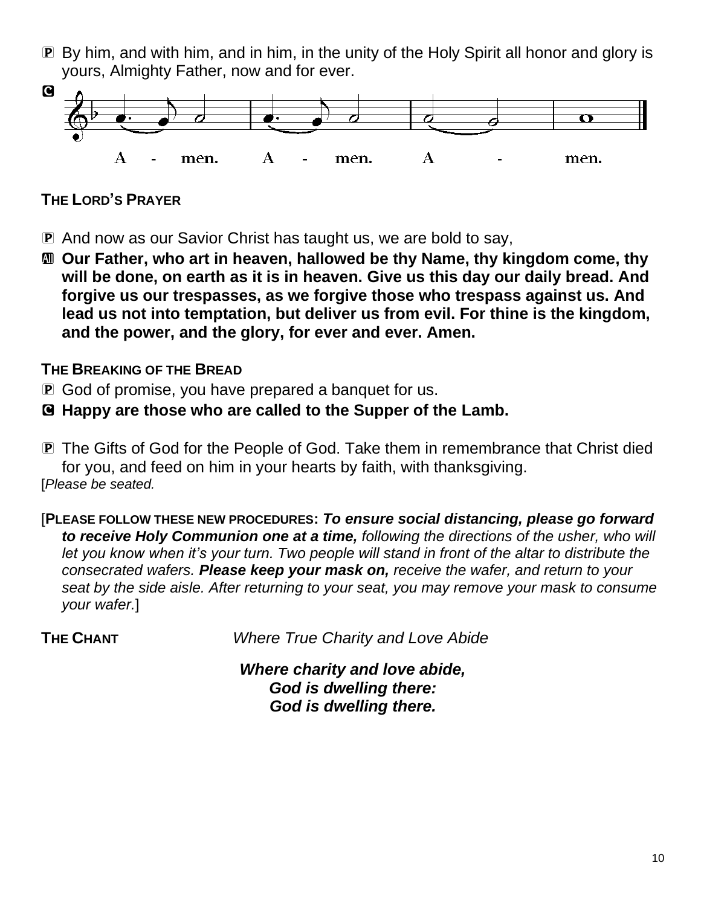P By him, and with him, and in him, in the unity of the Holy Spirit all honor and glory is yours, Almighty Father, now and for ever.

C

A - men. A - men. A - men.

**THE LORD'S PRAYER**

P And now as our Savior Christ has taught us, we are bold to say,

All **Our Father, who art in heaven, hallowed be thy Name, thy kingdom come, thy will be done, on earth as it is in heaven. Give us this day our daily bread. And forgive us our trespasses, as we forgive those who trespass against us. And lead us not into temptation, but deliver us from evil. For thine is the kingdom, and the power, and the glory, for ever and ever. Amen.**

**THE BREAKING OF THE BREAD**

P God of promise, you have prepared a banquet for us.

C **Happy are those who are called to the Supper of the Lamb.**

P The Gifts of God for the People of God. Take them in remembrance that Christ died for you, and feed on him in your hearts by faith, with thanksgiving.

[*Please be seated.*

[**PLEASE FOLLOW THESE NEW PROCEDURES:** ***To ensure social distancing, please go forward to receive Holy Communion one at a time,*** *following the directions of the usher, who will let you know when it's your turn. Two people will stand in front of the altar to distribute the consecrated wafers.* ***Please keep your mask on,*** *receive the wafer, and return to your seat by the side aisle. After returning to your seat, you may remove your mask to consume your wafer.*]

**THE CHANT** *Where True Charity and Love Abide*

***Where charity and love abide,***
***God is dwelling there:***
***God is dwelling there.***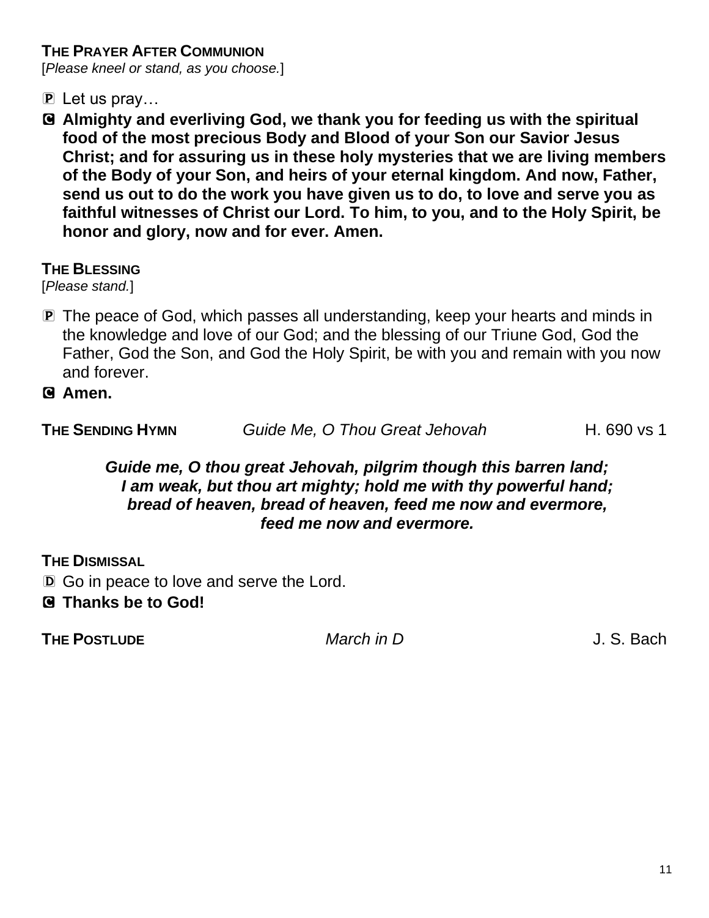**THE PRAYER AFTER COMMUNION**
[*Please kneel or stand, as you choose.*]

P Let us pray…

C **Almighty and everliving God, we thank you for feeding us with the spiritual food of the most precious Body and Blood of your Son our Savior Jesus Christ; and for assuring us in these holy mysteries that we are living members of the Body of your Son, and heirs of your eternal kingdom. And now, Father, send us out to do the work you have given us to do, to love and serve you as faithful witnesses of Christ our Lord. To him, to you, and to the Holy Spirit, be honor and glory, now and for ever. Amen.**

**THE BLESSING**
[*Please stand.*]

P The peace of God, which passes all understanding, keep your hearts and minds in the knowledge and love of our God; and the blessing of our Triune God, God the Father, God the Son, and God the Holy Spirit, be with you and remain with you now and forever.

C **Amen.**

**THE SENDING HYMN** *Guide Me, O Thou Great Jehovah* H. 690 vs 1

***Guide me, O thou great Jehovah, pilgrim though this barren land;***
***I am weak, but thou art mighty; hold me with thy powerful hand;***
***bread of heaven, bread of heaven, feed me now and evermore,***
***feed me now and evermore.***

**THE DISMISSAL**

D Go in peace to love and serve the Lord.

C **Thanks be to God!**

**THE POSTLUDE** *March in D* J. S. Bach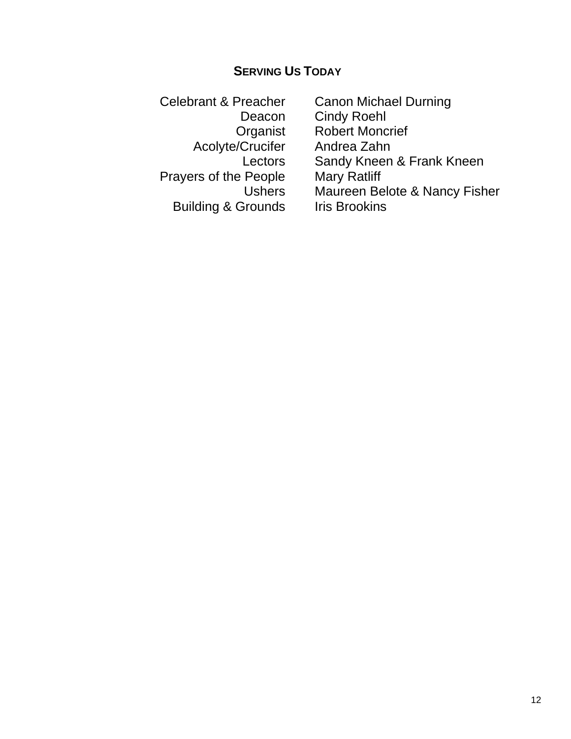## SERVING US TODAY

| | |
|---|---|
| Celebrant & Preacher | Canon Michael Durning |
| Deacon | Cindy Roehl |
| Organist | Robert Moncrief |
| Acolyte/Crucifer | Andrea Zahn |
| Lectors | Sandy Kneen & Frank Kneen |
| Prayers of the People | Mary Ratliff |
| Ushers | Maureen Belote & Nancy Fisher |
| Building & Grounds | Iris Brookins |